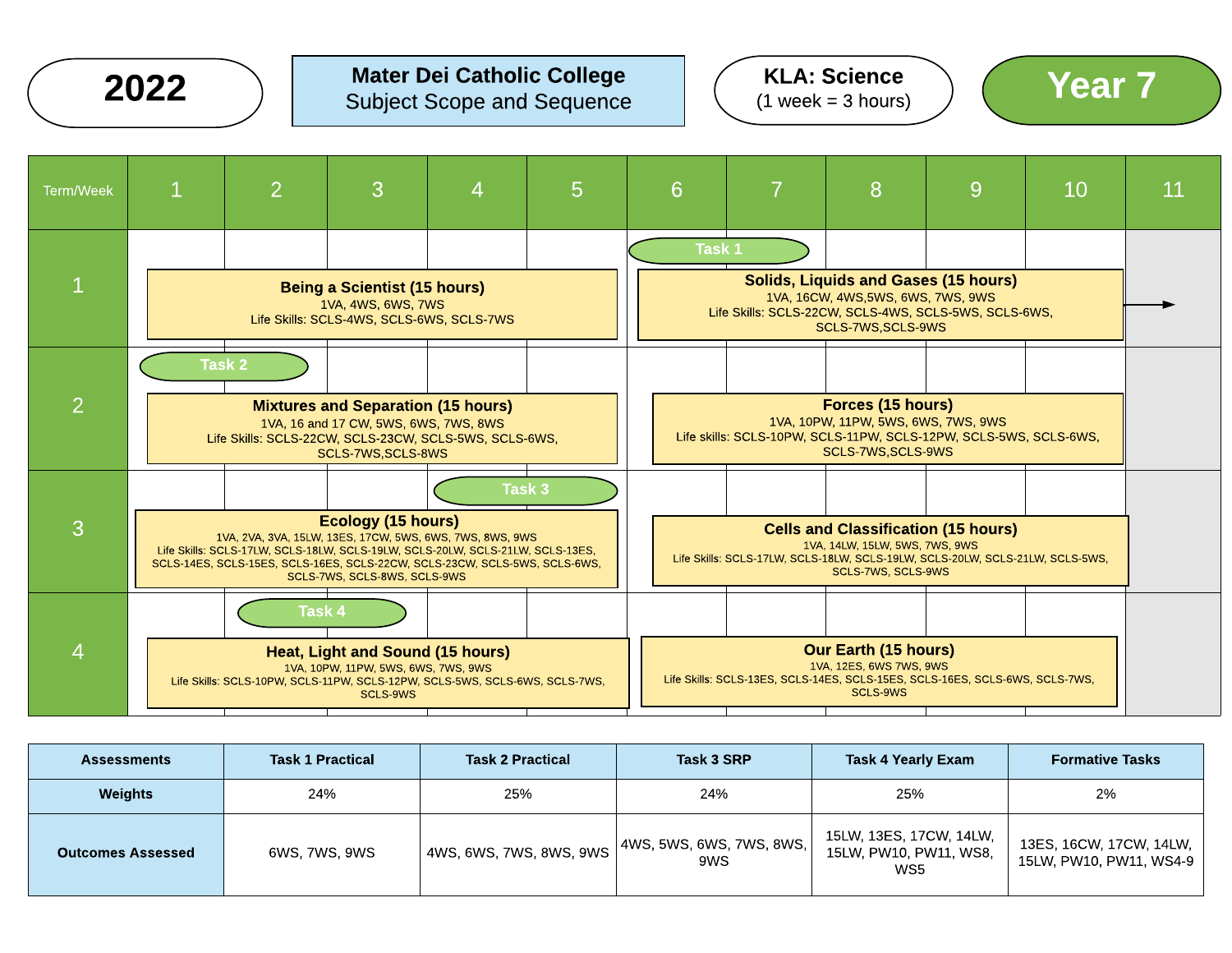**2022**

**Mater Dei Catholic College**
Subject Scope and Sequence

**KLA: Science**
(1 week = 3 hours)

**Year 7**

| Term/Week | 1 | 2 | 3 | 4 | 5 | 6 | 7 | 8 | 9 | 10 | 11 |
|---|---|---|---|---|---|---|---|---|---|---|---|
| 1 | **Being a Scientist (15 hours)** 1VA, 4WS, 6WS, 7WS Life Skills: SCLS-4WS, SCLS-6WS, SCLS-7WS | | | | | Task 1 — **Solids, Liquids and Gases (15 hours)** 1VA, 16CW, 4WS,5WS, 6WS, 7WS, 9WS Life Skills: SCLS-22CW, SCLS-4WS, SCLS-5WS, SCLS-6WS, SCLS-7WS,SCLS-9WS | | | | | → |
| 2 | Task 2 — **Mixtures and Separation (15 hours)** 1VA, 16 and 17 CW, 5WS, 6WS, 7WS, 8WS Life Skills: SCLS-22CW, SCLS-23CW, SCLS-5WS, SCLS-6WS, SCLS-7WS,SCLS-8WS | | | | | **Forces (15 hours)** 1VA, 10PW, 11PW, 5WS, 6WS, 7WS, 9WS Life skills: SCLS-10PW, SCLS-11PW, SCLS-12PW, SCLS-5WS, SCLS-6WS, SCLS-7WS,SCLS-9WS | | | | | |
| 3 | **Ecology (15 hours)** 1VA, 2VA, 3VA, 15LW, 13ES, 17CW, 5WS, 6WS, 7WS, 8WS, 9WS Life Skills: SCLS-17LW, SCLS-18LW, SCLS-19LW, SCLS-20LW, SCLS-21LW, SCLS-13ES, SCLS-14ES, SCLS-15ES, SCLS-16ES, SCLS-22CW, SCLS-23CW, SCLS-5WS, SCLS-6WS, SCLS-7WS, SCLS-8WS, SCLS-9WS | | | Task 3 | | **Cells and Classification (15 hours)** 1VA, 14LW, 15LW, 5WS, 7WS, 9WS Life Skills: SCLS-17LW, SCLS-18LW, SCLS-19LW, SCLS-20LW, SCLS-21LW, SCLS-5WS, SCLS-7WS, SCLS-9WS | | | | | |
| 4 | **Heat, Light and Sound (15 hours)** 1VA, 10PW, 11PW, 5WS, 6WS, 7WS, 9WS Life Skills: SCLS-10PW, SCLS-11PW, SCLS-12PW, SCLS-5WS, SCLS-6WS, SCLS-7WS, SCLS-9WS | Task 4 | | | | **Our Earth (15 hours)** 1VA, 12ES, 6WS 7WS, 9WS Life Skills: SCLS-13ES, SCLS-14ES, SCLS-15ES, SCLS-16ES, SCLS-6WS, SCLS-7WS, SCLS-9WS | | | | | |

| Assessments | Task 1 Practical | Task 2 Practical | Task 3 SRP | Task 4 Yearly Exam | Formative Tasks |
|---|---|---|---|---|---|
| Weights | 24% | 25% | 24% | 25% | 2% |
| Outcomes Assessed | 6WS, 7WS, 9WS | 4WS, 6WS, 7WS, 8WS, 9WS | 4WS, 5WS, 6WS, 7WS, 8WS, 9WS | 15LW, 13ES, 17CW, 14LW, 15LW, PW10, PW11, WS8, WS5 | 13ES, 16CW, 17CW, 14LW, 15LW, PW10, PW11, WS4-9 |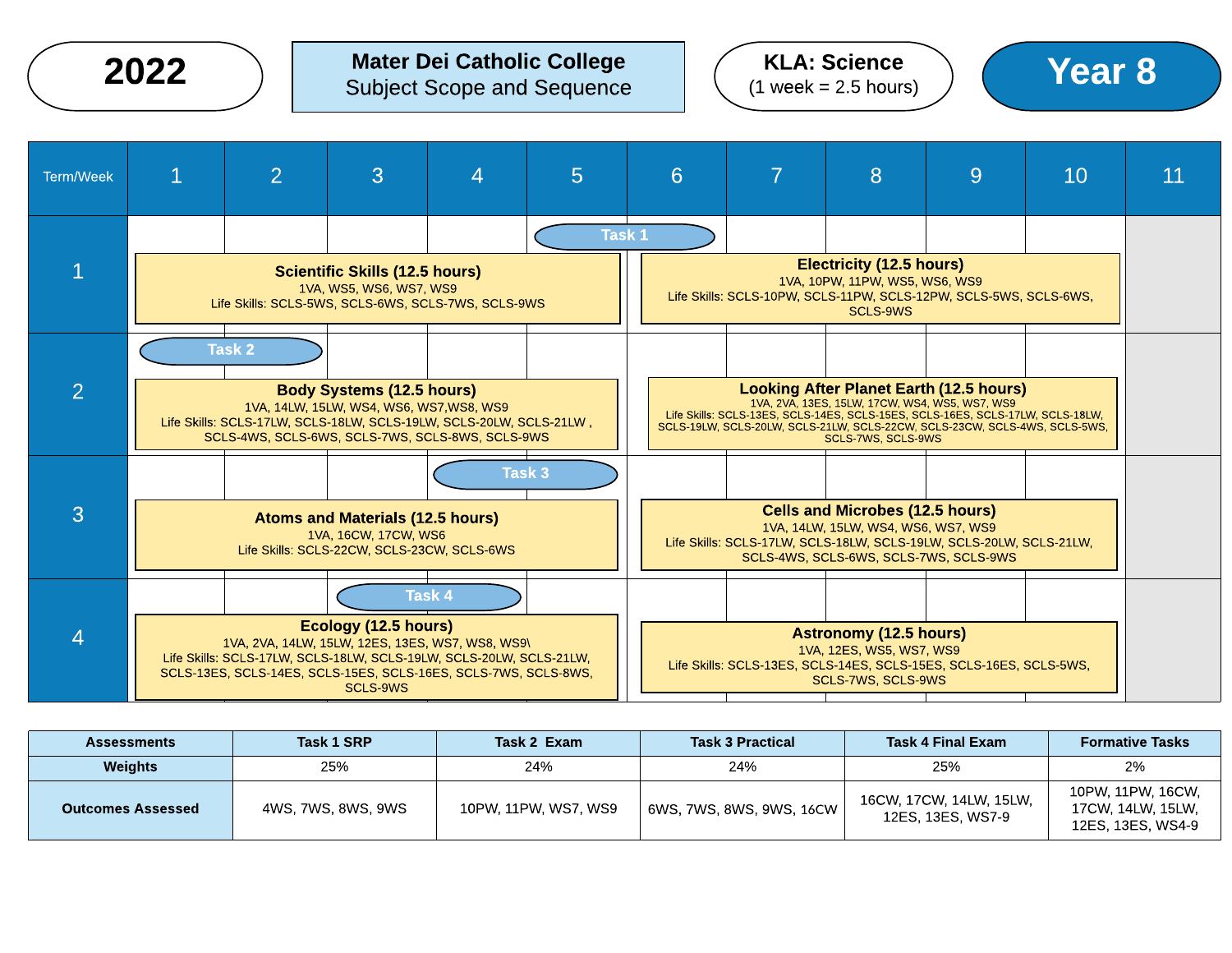**2022**

**Mater Dei Catholic College**
Subject Scope and Sequence

**KLA: Science**
(1 week = 2.5 hours)

**Year 8**

| Term/Week | 1 | 2 | 3 | 4 | 5 | 6 | 7 | 8 | 9 | 10 | 11 |
|---|---|---|---|---|---|---|---|---|---|---|---|
| 1 | **Scientific Skills (12.5 hours)** 1VA, WS5, WS6, WS7, WS9 Life Skills: SCLS-5WS, SCLS-6WS, SCLS-7WS, SCLS-9WS | | | | Task 1 | **Electricity (12.5 hours)** 1VA, 10PW, 11PW, WS5, WS6, WS9 Life Skills: SCLS-10PW, SCLS-11PW, SCLS-12PW, SCLS-5WS, SCLS-6WS, SCLS-9WS | | | | | |
| 2 | Task 2 **Body Systems (12.5 hours)** 1VA, 14LW, 15LW, WS4, WS6, WS7,WS8, WS9 Life Skills: SCLS-17LW, SCLS-18LW, SCLS-19LW, SCLS-20LW, SCLS-21LW , SCLS-4WS, SCLS-6WS, SCLS-7WS, SCLS-8WS, SCLS-9WS | | | | | **Looking After Planet Earth (12.5 hours)** 1VA, 2VA, 13ES, 15LW, 17CW, WS4, WS5, WS7, WS9 Life Skills: SCLS-13ES, SCLS-14ES, SCLS-15ES, SCLS-16ES, SCLS-17LW, SCLS-18LW, SCLS-19LW, SCLS-20LW, SCLS-21LW, SCLS-22CW, SCLS-23CW, SCLS-4WS, SCLS-5WS, SCLS-7WS, SCLS-9WS | | | | | |
| 3 | **Atoms and Materials (12.5 hours)** 1VA, 16CW, 17CW, WS6 Life Skills: SCLS-22CW, SCLS-23CW, SCLS-6WS | | | Task 3 | | **Cells and Microbes (12.5 hours)** 1VA, 14LW, 15LW, WS4, WS6, WS7, WS9 Life Skills: SCLS-17LW, SCLS-18LW, SCLS-19LW, SCLS-20LW, SCLS-21LW, SCLS-4WS, SCLS-6WS, SCLS-7WS, SCLS-9WS | | | | | |
| 4 | **Ecology (12.5 hours)** 1VA, 2VA, 14LW, 15LW, 12ES, 13ES, WS7, WS8, WS9\ Life Skills: SCLS-17LW, SCLS-18LW, SCLS-19LW, SCLS-20LW, SCLS-21LW, SCLS-13ES, SCLS-14ES, SCLS-15ES, SCLS-16ES, SCLS-7WS, SCLS-8WS, SCLS-9WS | | Task 4 | | | **Astronomy (12.5 hours)** 1VA, 12ES, WS5, WS7, WS9 Life Skills: SCLS-13ES, SCLS-14ES, SCLS-15ES, SCLS-16ES, SCLS-5WS, SCLS-7WS, SCLS-9WS | | | | | |

| Assessments | Task 1 SRP | Task 2 Exam | Task 3 Practical | Task 4 Final Exam | Formative Tasks |
|---|---|---|---|---|---|
| **Weights** | 25% | 24% | 24% | 25% | 2% |
| **Outcomes Assessed** | 4WS, 7WS, 8WS, 9WS | 10PW, 11PW, WS7, WS9 | 6WS, 7WS, 8WS, 9WS, 16CW | 16CW, 17CW, 14LW, 15LW, 12ES, 13ES, WS7-9 | 10PW, 11PW, 16CW, 17CW, 14LW, 15LW, 12ES, 13ES, WS4-9 |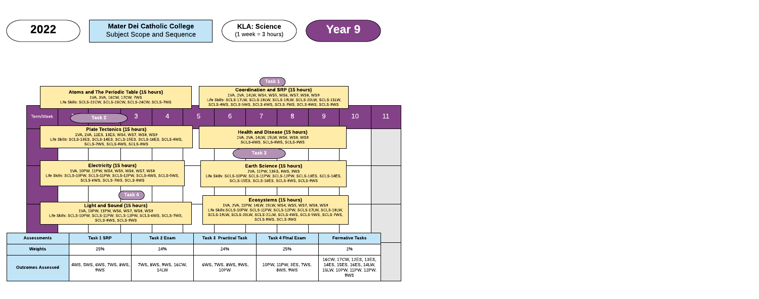**2022**

**Mater Dei Catholic College**
Subject Scope and Sequence

**KLA: Science**
(1 week = 3 hours)

# Year 9

| Term/Week | 1 | 2 | 3 | 4 | 5 | 6 | 7 | 8 | 9 | 10 | 11 |
|---|---|---|---|---|---|---|---|---|---|---|---|
| Term 1 | **Atoms and The Periodic Table (15 hours)** 1VA, 3VA, 16CW, 17CW, 7WS Life Skills: SCLS-22CW, SCLS-23CW, SCLS-24CW, SCLS-7WS | | | | | **Coordination and SRP (15 hours)** 1VA, 2VA, 14LW, WS4, WS5, WS6, WS7, WS8, WS9 Life Skills: SCLS-17LW, SCLS-18LW, SCLS-19LW, SCLS-20LW, SCLS-21LW, SCLS-4WS, SCLS-5WS, SCLS-6WS, SCLS-7WS, SCLS-8WS, SCLS-9WS (Task 1) | | | | | |
| Term 2 | **Plate Tectonics (15 hours)** 1VA, 2VA, 12ES, 13ES, WS4, WS7, WS8, WS9 Life Skills: SCLS-13ES, SCLS-14ES, SCLS-15ES, SCLS-16ES, SCLS-4WS, SCLS-7WS, SCLS-8WS, SCLS-9WS (Task 2) | | | | | **Health and Disease (15 hours)** 1VA, 2VA, 14LW, 15LW, WS6, WS8, WS9 SCLS-6WS, SCLS-8WS, SCLS-9WS (Task 3) | | | | | |
| Term 3 | **Electricity (15 hours)** 1VA, 10PW, 11PW, WS4, WS5, WS6, WS7, WS8 Life Skills: SCLS-10PW, SCLS-11PW, SCLS-12PW, SCLS-4WS, SCLS-5WS, SCLS-6WS, SCLS-7WS, SCLS-8WS | | | | | **Earth Science (15 hours)** 2VA, 11PW, 13ES, 8WS, 9WS Life Skills: SCLS-10PW, SCLS-11PW, SCLS-12PW, SCLS-13ES, SCLS-14ES, SCLS-15ES, SCLS-16ES, SCLS-8WS, SCLS-9WS | | | | | |
| Term 4 | **Light and Sound (15 hours)** 1VA, 10PW, 11PW, WS6, WS7, WS8, WS9 Life Skills: SCLS-10PW, SCLS-11PW, SCLS-12PW, SCLS-6WS, SCLS-7WS, SCLS-8WS, SCLS-9WS (Task 4) | | | | | **Ecosystems (15 hours)** 1VA, 2VA, 11PW, 14LW, 15LW, WS4, WS5, WS7, WS8, WS9 Life Skills: SCLS-10PW, SCLS-11PW, SCLS-12PW, SCLS-17LW, SCLS-18LW, SCLS-19LW, SCLS-20LW, SCLS-21LW, SCLS-4WS, SCLS-5WS, SCLS-7WS, SCLS-8WS, SCLS-9WS | | | | | |

| Assessments | Task 1 SRP | Task 2 Exam | Task 3 Practical Task | Task 4 Final Exam | Formative Tasks |
|---|---|---|---|---|---|
| Weights | 25% | 24% | 24% | 25% | 2% |
| Outcomes Assessed | 4WS, 5WS, 6WS, 7WS, 8WS, 9WS | 7WS, 8WS, 9WS, 16CW, 14LW | 6WS, 7WS, 8WS, 9WS, 10PW | 10PW, 11PW, 3ES, 7WS, 8WS, 9WS | 16CW, 17CW, 12ES, 13ES, 14ES, 15ES, 16ES, 14LW, 15LW, 10PW, 11PW, 12PW, 9WS |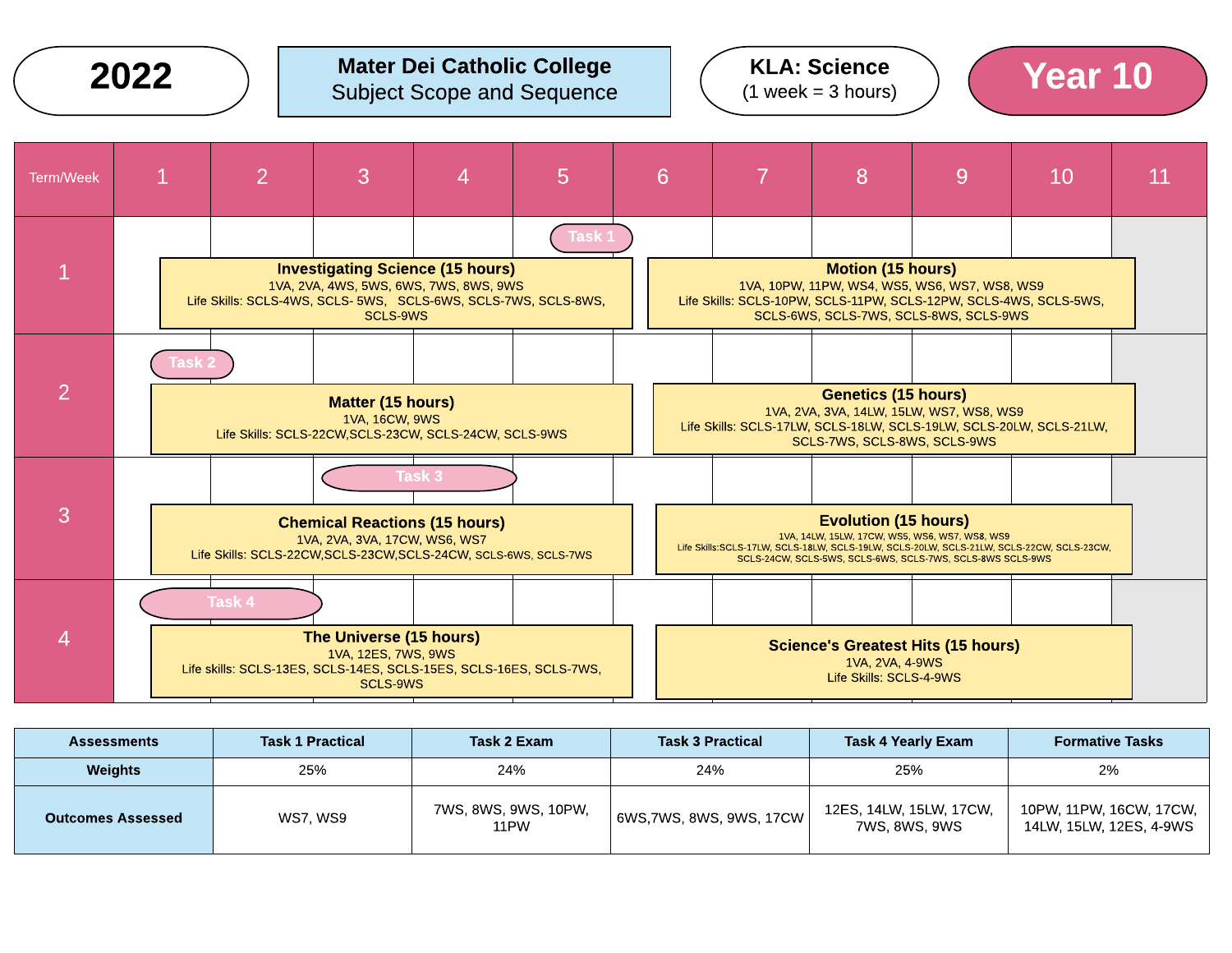**2022**

**Mater Dei Catholic College**
Subject Scope and Sequence

**KLA: Science**
(1 week = 3 hours)

**Year 10**

| Term/Week | 1 | 2 | 3 | 4 | 5 | 6 | 7 | 8 | 9 | 10 | 11 |
|---|---|---|---|---|---|---|---|---|---|---|---|
| 1 | **Investigating Science (15 hours)** 1VA, 2VA, 4WS, 5WS, 6WS, 7WS, 8WS, 9WS Life Skills: SCLS-4WS, SCLS- 5WS, SCLS-6WS, SCLS-7WS, SCLS-8WS, SCLS-9WS | | | | Task 1 | **Motion (15 hours)** 1VA, 10PW, 11PW, WS4, WS5, WS6, WS7, WS8, WS9 Life Skills: SCLS-10PW, SCLS-11PW, SCLS-12PW, SCLS-4WS, SCLS-5WS, SCLS-6WS, SCLS-7WS, SCLS-8WS, SCLS-9WS | | | | | |
| 2 | Task 2 **Matter (15 hours)** 1VA, 16CW, 9WS Life Skills: SCLS-22CW,SCLS-23CW, SCLS-24CW, SCLS-9WS | | | | | **Genetics (15 hours)** 1VA, 2VA, 3VA, 14LW, 15LW, WS7, WS8, WS9 Life Skills: SCLS-17LW, SCLS-18LW, SCLS-19LW, SCLS-20LW, SCLS-21LW, SCLS-7WS, SCLS-8WS, SCLS-9WS | | | | | |
| 3 | **Chemical Reactions (15 hours)** 1VA, 2VA, 3VA, 17CW, WS6, WS7 Life Skills: SCLS-22CW,SCLS-23CW,SCLS-24CW, SCLS-6WS, SCLS-7WS | | Task 3 | | | **Evolution (15 hours)** 1VA, 14LW, 15LW, 17CW, WS5, WS6, WS7, WS8, WS9 Life Skills:SCLS-17LW, SCLS-18LW, SCLS-19LW, SCLS-20LW, SCLS-21LW, SCLS-22CW, SCLS-23CW, SCLS-24CW, SCLS-5WS, SCLS-6WS, SCLS-7WS, SCLS-8WS SCLS-9WS | | | | | |
| 4 | Task 4 **The Universe (15 hours)** 1VA, 12ES, 7WS, 9WS Life skills: SCLS-13ES, SCLS-14ES, SCLS-15ES, SCLS-16ES, SCLS-7WS, SCLS-9WS | | | | | **Science's Greatest Hits (15 hours)** 1VA, 2VA, 4-9WS Life Skills: SCLS-4-9WS | | | | | |

| Assessments | Task 1 Practical | Task 2 Exam | Task 3 Practical | Task 4 Yearly Exam | Formative Tasks |
|---|---|---|---|---|---|
| **Weights** | 25% | 24% | 24% | 25% | 2% |
| **Outcomes Assessed** | WS7, WS9 | 7WS, 8WS, 9WS, 10PW, 11PW | 6WS,7WS, 8WS, 9WS, 17CW | 12ES, 14LW, 15LW, 17CW, 7WS, 8WS, 9WS | 10PW, 11PW, 16CW, 17CW, 14LW, 15LW, 12ES, 4-9WS |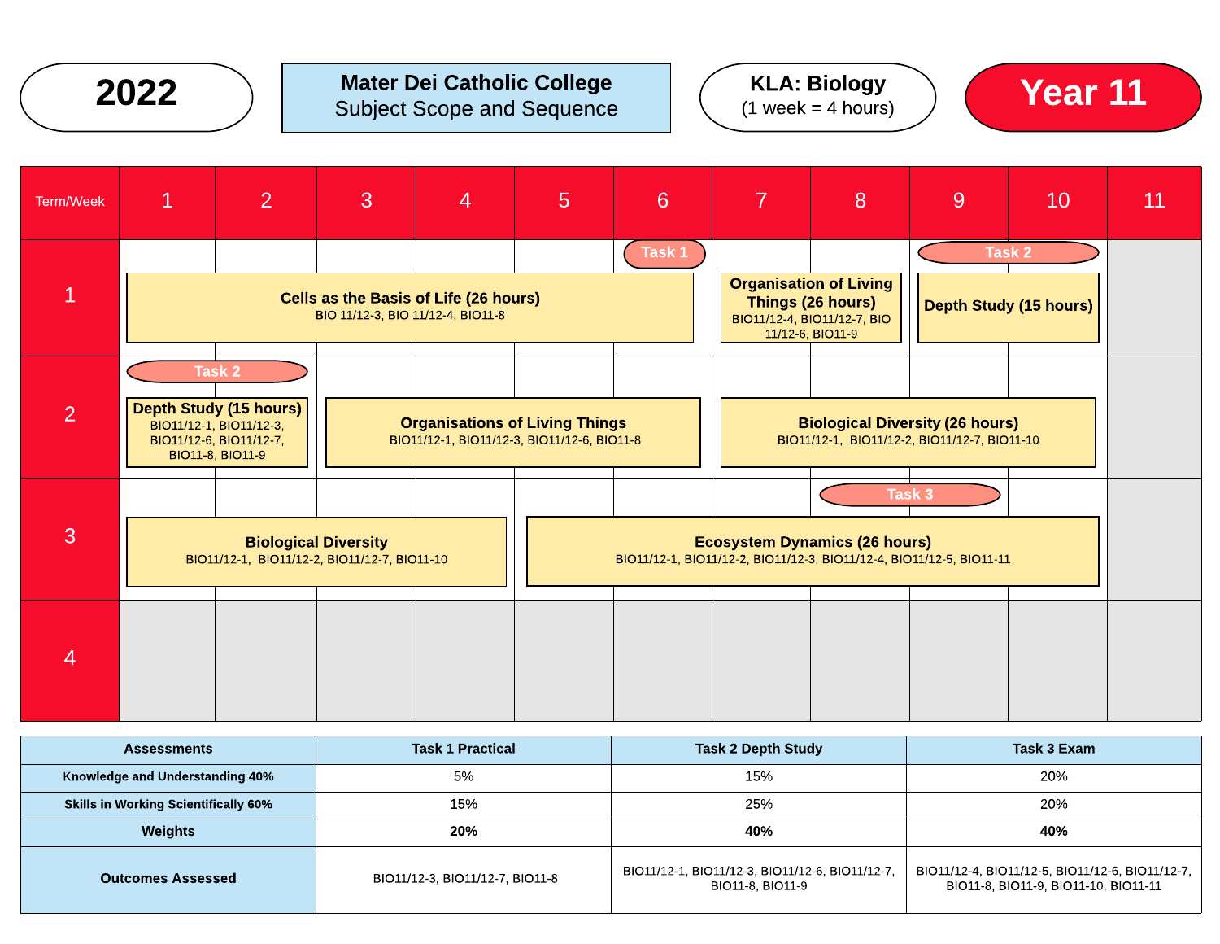# 2022

**Mater Dei Catholic College**
Subject Scope and Sequence

**KLA: Biology**
(1 week = 4 hours)

# Year 11

| Term/Week | 1 | 2 | 3 | 4 | 5 | 6 | 7 | 8 | 9 | 10 | 11 |
|---|---|---|---|---|---|---|---|---|---|---|---|
| 1 | **Cells as the Basis of Life (26 hours)** BIO 11/12-3, BIO 11/12-4, BIO11-8 | | | | | Task 1 | **Organisation of Living Things (26 hours)** BIO11/12-4, BIO11/12-7, BIO 11/12-6, BIO11-9 | | Task 2 **Depth Study (15 hours)** | | |
| 2 | Task 2 **Depth Study (15 hours)** BIO11/12-1, BIO11/12-3, BIO11/12-6, BIO11/12-7, BIO11-8, BIO11-9 | | **Organisations of Living Things** BIO11/12-1, BIO11/12-3, BIO11/12-6, BIO11-8 | | | | **Biological Diversity (26 hours)** BIO11/12-1, BIO11/12-2, BIO11/12-7, BIO11-10 | | | | |
| 3 | **Biological Diversity** BIO11/12-1, BIO11/12-2, BIO11/12-7, BIO11-10 | | | | **Ecosystem Dynamics (26 hours)** BIO11/12-1, BIO11/12-2, BIO11/12-3, BIO11/12-4, BIO11/12-5, BIO11-11 | | | Task 3 | | | |
| 4 | | | | | | | | | | | |

| Assessments | Task 1 Practical | Task 2 Depth Study | Task 3 Exam |
|---|---|---|---|
| Knowledge and Understanding 40% | 5% | 15% | 20% |
| Skills in Working Scientifically 60% | 15% | 25% | 20% |
| **Weights** | **20%** | **40%** | **40%** |
| **Outcomes Assessed** | BIO11/12-3, BIO11/12-7, BIO11-8 | BIO11/12-1, BIO11/12-3, BIO11/12-6, BIO11/12-7, BIO11-8, BIO11-9 | BIO11/12-4, BIO11/12-5, BIO11/12-6, BIO11/12-7, BIO11-8, BIO11-9, BIO11-10, BIO11-11 |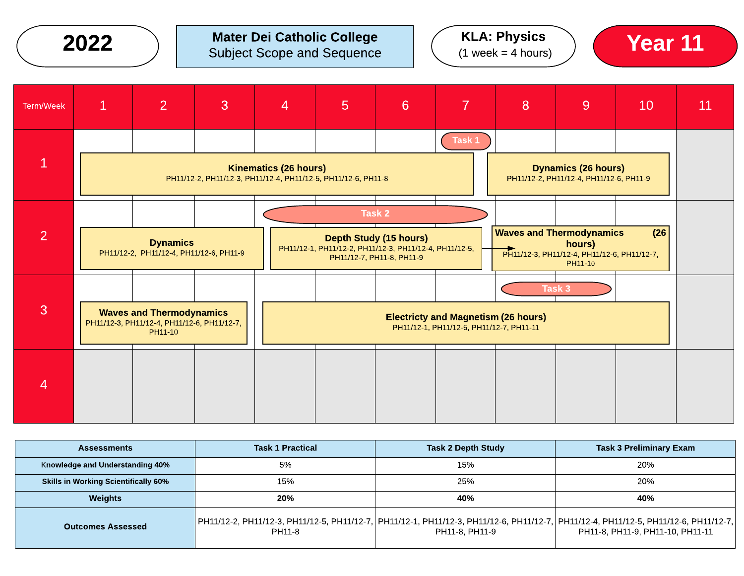**2022**

**Mater Dei Catholic College**
Subject Scope and Sequence

**KLA: Physics**
(1 week = 4 hours)

**Year 11**

| Term/Week | 1 | 2 | 3 | 4 | 5 | 6 | 7 | 8 | 9 | 10 | 11 |
|---|---|---|---|---|---|---|---|---|---|---|---|
| 1 | **Kinematics (26 hours)** PH11/12-2, PH11/12-3, PH11/12-4, PH11/12-5, PH11/12-6, PH11-8 | | | | | | Task 1 | **Dynamics (26 hours)** PH11/12-2, PH11/12-4, PH11/12-6, PH11-9 | | | |
| 2 | **Dynamics** PH11/12-2, PH11/12-4, PH11/12-6, PH11-9 | | | **Depth Study (15 hours)** PH11/12-1, PH11/12-2, PH11/12-3, PH11/12-4, PH11/12-5, PH11/12-7, PH11-8, PH11-9 (Task 2) | | | | **Waves and Thermodynamics (26 hours)** PH11/12-3, PH11/12-4, PH11/12-6, PH11/12-7, PH11-10 | | | |
| 3 | **Waves and Thermodynamics** PH11/12-3, PH11/12-4, PH11/12-6, PH11/12-7, PH11-10 | | | **Electricty and Magnetism (26 hours)** PH11/12-1, PH11/12-5, PH11/12-7, PH11-11 | | | | Task 3 | | | |
| 4 | | | | | | | | | | | |

| Assessments | Task 1 Practical | Task 2 Depth Study | Task 3 Preliminary Exam |
|---|---|---|---|
| Knowledge and Understanding 40% | 5% | 15% | 20% |
| Skills in Working Scientifically 60% | 15% | 25% | 20% |
| Weights | **20%** | **40%** | **40%** |
| Outcomes Assessed | PH11/12-2, PH11/12-3, PH11/12-5, PH11/12-7, PH11-8 | PH11/12-1, PH11/12-3, PH11/12-6, PH11/12-7, PH11-8, PH11-9 | PH11/12-4, PH11/12-5, PH11/12-6, PH11/12-7, PH11-8, PH11-9, PH11-10, PH11-11 |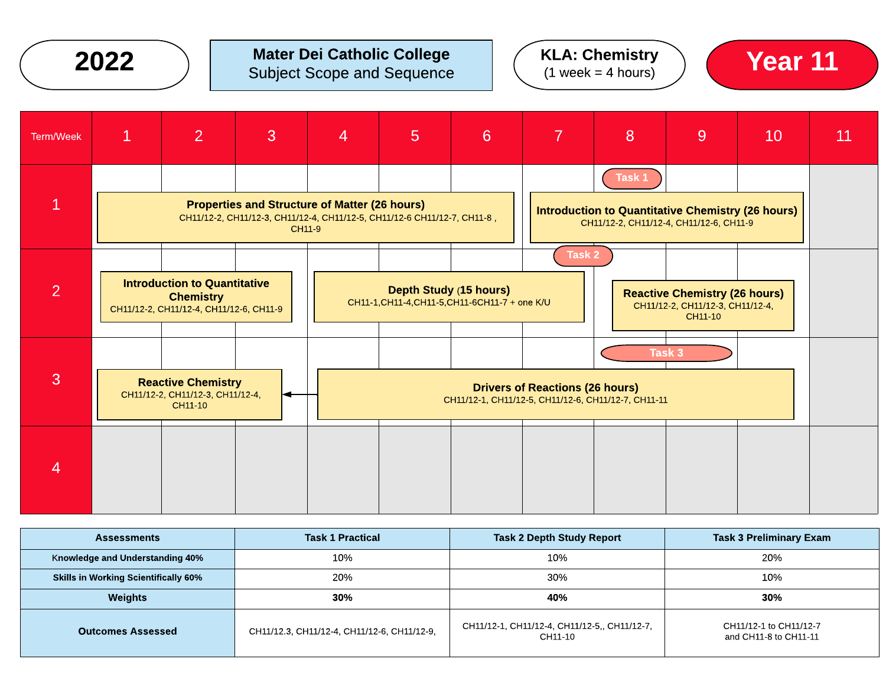**2022**

**Mater Dei Catholic College**
Subject Scope and Sequence

**KLA: Chemistry**
(1 week = 4 hours)

**Year 11**

| Term/Week | 1 | 2 | 3 | 4 | 5 | 6 | 7 | 8 | 9 | 10 | 11 |
|---|---|---|---|---|---|---|---|---|---|---|---|
| 1 | **Properties and Structure of Matter (26 hours)** CH11/12-2, CH11/12-3, CH11/12-4, CH11/12-5, CH11/12-6 CH11/12-7, CH11-8 , CH11-9 | | | | | | **Introduction to Quantitative Chemistry (26 hours)** CH11/12-2, CH11/12-4, CH11/12-6, CH11-9 | Task 1 | | | |
| 2 | **Introduction to Quantitative Chemistry** CH11/12-2, CH11/12-4, CH11/12-6, CH11-9 | | | **Depth Study (15 hours)** CH11-1,CH11-4,CH11-5,CH11-6CH11-7 + one K/U | | | Task 2 | **Reactive Chemistry (26 hours)** CH11/12-2, CH11/12-3, CH11/12-4, CH11-10 | | | |
| 3 | **Reactive Chemistry** CH11/12-2, CH11/12-3, CH11/12-4, CH11-10 | | | **Drivers of Reactions (26 hours)** CH11/12-1, CH11/12-5, CH11/12-6, CH11/12-7, CH11-11 | | | | Task 3 | | | |
| 4 | | | | | | | | | | | |

| Assessments | Task 1 Practical | Task 2 Depth Study Report | Task 3 Preliminary Exam |
|---|---|---|---|
| Knowledge and Understanding 40% | 10% | 10% | 20% |
| Skills in Working Scientifically 60% | 20% | 30% | 10% |
| **Weights** | **30%** | **40%** | **30%** |
| **Outcomes Assessed** | CH11/12.3, CH11/12-4, CH11/12-6, CH11/12-9, | CH11/12-1, CH11/12-4, CH11/12-5,, CH11/12-7, CH11-10 | CH11/12-1 to CH11/12-7 and CH11-8 to CH11-11 |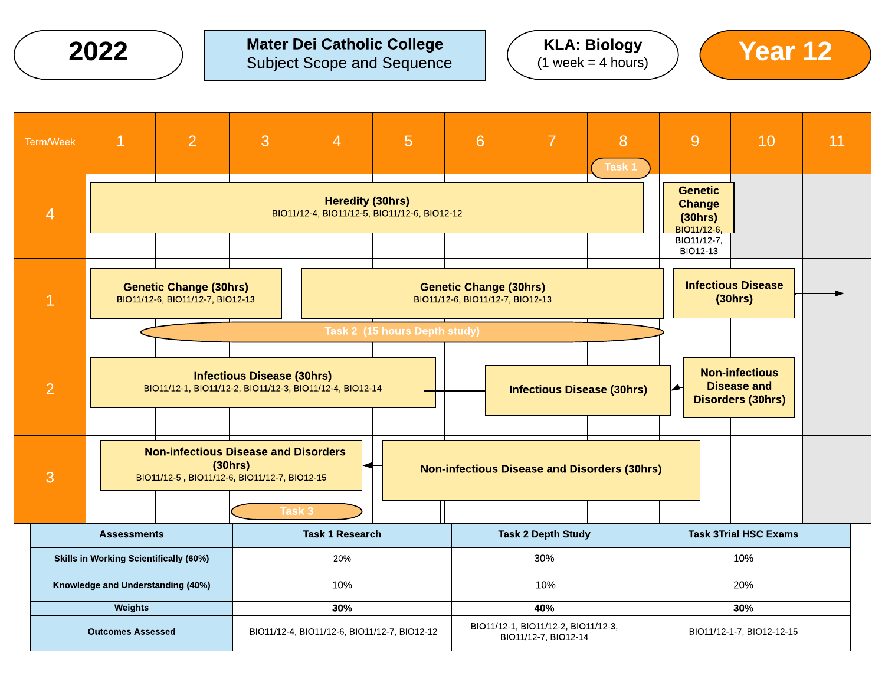**2022**

**Mater Dei Catholic College**
Subject Scope and Sequence

**KLA: Biology**
(1 week = 4 hours)

**Year 12**

| Term/Week | 1 | 2 | 3 | 4 | 5 | 6 | 7 | 8 | 9 | 10 | 11 |
|---|---|---|---|---|---|---|---|---|---|---|---|
| 4 | **Heredity (30hrs)** BIO11/12-4, BIO11/12-5, BIO11/12-6, BIO12-12 | | | | | | | Task 1 | **Genetic Change (30hrs)** BIO11/12-6, BIO11/12-7, BIO12-13 | | |
| 1 | **Genetic Change (30hrs)** BIO11/12-6, BIO11/12-7, BIO12-13 | | | **Genetic Change (30hrs)** BIO11/12-6, BIO11/12-7, BIO12-13 | | | | | | **Infectious Disease (30hrs)** | → |
| | | Task 2 (15 hours Depth study) | | | | | | | | | |
| 2 | **Infectious Disease (30hrs)** BIO11/12-1, BIO11/12-2, BIO11/12-3, BIO11/12-4, BIO12-14 | | | | | | **Infectious Disease (30hrs)** | | | **Non-infectious Disease and Disorders (30hrs)** | |
| 3 | **Non-infectious Disease and Disorders (30hrs)** BIO11/12-5 , BIO11/12-6, BIO11/12-7, BIO12-15 | | Task 3 | | **Non-infectious Disease and Disorders (30hrs)** | | | | | | |

| Assessments | Task 1 Research | Task 2 Depth Study | Task 3Trial HSC Exams |
|---|---|---|---|
| **Skills in Working Scientifically (60%)** | 20% | 30% | 10% |
| **Knowledge and Understanding (40%)** | 10% | 10% | 20% |
| **Weights** | **30%** | **40%** | **30%** |
| **Outcomes Assessed** | BIO11/12-4, BIO11/12-6, BIO11/12-7, BIO12-12 | BIO11/12-1, BIO11/12-2, BIO11/12-3, BIO11/12-7, BIO12-14 | BIO11/12-1-7, BIO12-12-15 |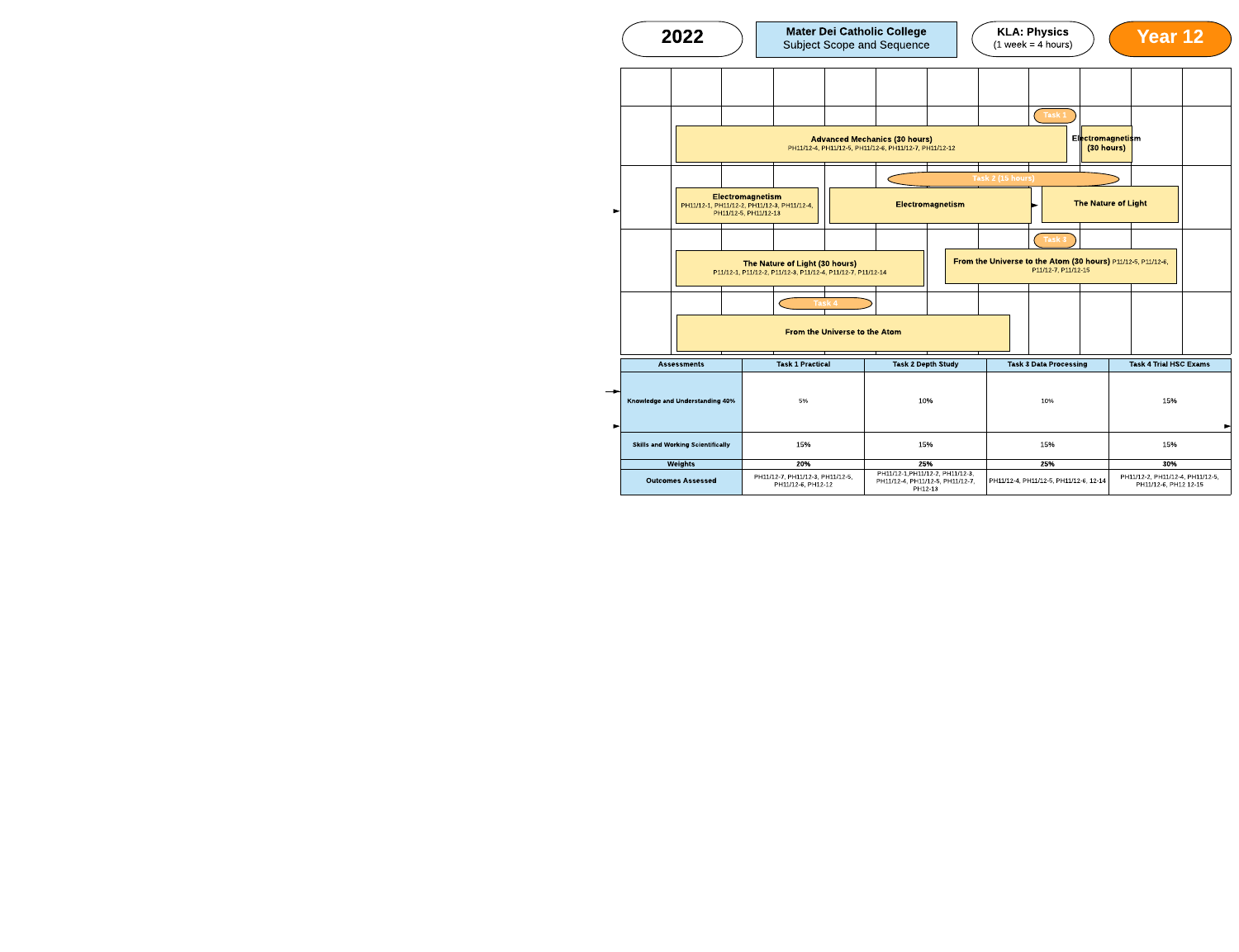**2022** | **Mater Dei Catholic College** Subject Scope and Sequence | **KLA: Physics** (1 week = 4 hours) | **Year 12**

Task 1

**Advanced Mechanics (30 hours)**
PH11/12-4, PH11/12-5, PH11/12-6, PH11/12-7, PH11/12-12

**Electromagnetism (30 hours)**

Task 2 (15 hours)

**Electromagnetism**
PH11/12-1, PH11/12-2, PH11/12-3, PH11/12-4, PH11/12-5, PH11/12-13

**Electromagnetism**

**The Nature of Light**

Task 3

**The Nature of Light (30 hours)**
P11/12-1, P11/12-2, P11/12-3, P11/12-4, P11/12-7, P11/12-14

**From the Universe to the Atom (30 hours)** P11/12-5, P11/12-6, P11/12-7, P11/12-15

Task 4

**From the Universe to the Atom**

| Assessments | Task 1 Practical | Task 2 Depth Study | Task 3 Data Processing | Task 4 Trial HSC Exams |
|---|---|---|---|---|
| Knowledge and Understanding 40% | 5% | 10% | 10% | 15% |
| Skills and Working Scientifically | 15% | 15% | 15% | 15% |
| Weights | 20% | 25% | 25% | 30% |
| Outcomes Assessed | PH11/12-7, PH11/12-3, PH11/12-5, PH11/12-6, PH12-12 | PH11/12-1, PH11/12-2, PH11/12-3, PH11/12-4, PH11/12-5, PH11/12-7, PH12-13 | PH11/12-4, PH11/12-5, PH11/12-6, 12-14 | PH11/12-2, PH11/12-4, PH11/12-5, PH11/12-6, PH12 12-15 |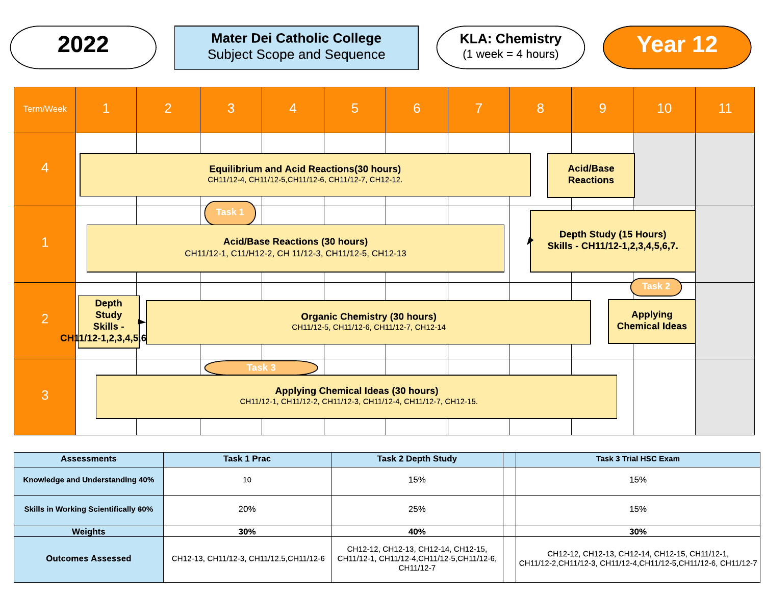**2022**

**Mater Dei Catholic College**
Subject Scope and Sequence

**KLA: Chemistry**
(1 week = 4 hours)

**Year 12**

| Term/Week | 1 | 2 | 3 | 4 | 5 | 6 | 7 | 8 | 9 | 10 | 11 |
|---|---|---|---|---|---|---|---|---|---|---|---|
| 4 | **Equilibrium and Acid Reactions(30 hours)** CH11/12-4, CH11/12-5,CH11/12-6, CH11/12-7, CH12-12. | | | | | | | | **Acid/Base Reactions** | | |
| 1 | **Acid/Base Reactions (30 hours)** CH11/12-1, C11/H12-2, CH 11/12-3, CH11/12-5, CH12-13 | | Task 1 | | | | | **Depth Study (15 Hours) Skills - CH11/12-1,2,3,4,5,6,7.** | | | |
| 2 | **Depth Study Skills - CH11/12-1,2,3,4,5,6** | **Organic Chemistry (30 hours)** CH11/12-5, CH11/12-6, CH11/12-7, CH12-14 | | | | | | | | Task 2 **Applying Chemical Ideas** | |
| 3 | **Applying Chemical Ideas (30 hours)** CH11/12-1, CH11/12-2, CH11/12-3, CH11/12-4, CH11/12-7, CH12-15. | | Task 3 | | | | | | | | |

| Assessments | Task 1 Prac | Task 2 Depth Study | | Task 3 Trial HSC Exam |
|---|---|---|---|---|
| Knowledge and Understanding 40% | 10 | 15% | | 15% |
| Skills in Working Scientifically 60% | 20% | 25% | | 15% |
| Weights | 30% | 40% | | 30% |
| Outcomes Assessed | CH12-13, CH11/12-3, CH11/12.5,CH11/12-6 | CH12-12, CH12-13, CH12-14, CH12-15, CH11/12-1, CH11/12-4,CH11/12-5,CH11/12-6, CH11/12-7 | | CH12-12, CH12-13, CH12-14, CH12-15, CH11/12-1, CH11/12-2,CH11/12-3, CH11/12-4,CH11/12-5,CH11/12-6, CH11/12-7 |